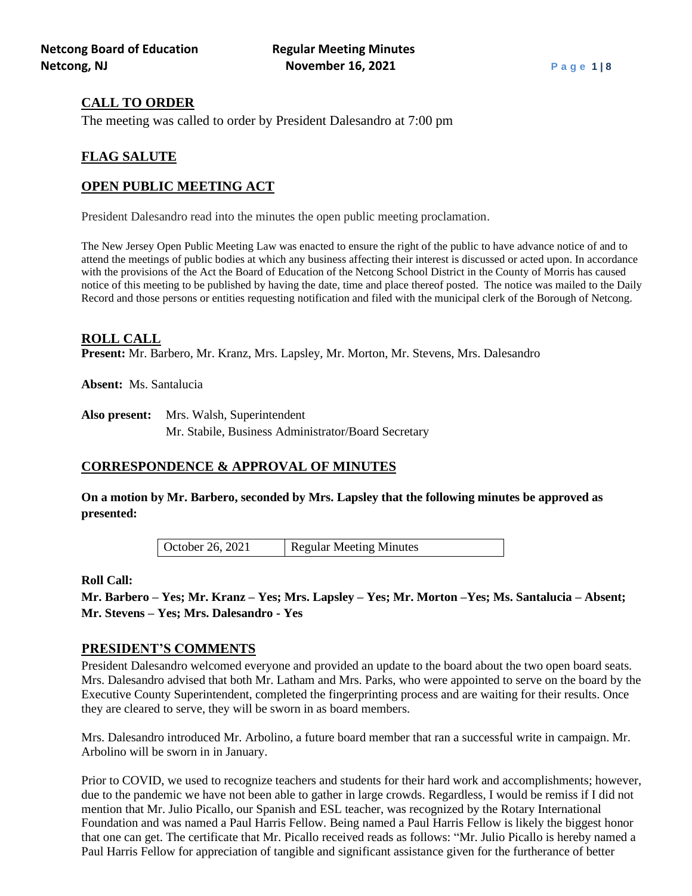## CALL TO ORDER

The meeting was called to order by President Dalesandro at 7:00 pm

## FLAG SALUTE

## OPEN PUBLIC MEETING ACT

President Dalesandro read into the minutes the open public meeting proclamation.

The New Jersey Open Public Meeting Law was enacted to ensure the right of the public to have advance notice of and to attend the meetings of public bodies at which any business affecting their interest is discussed or acted upon. In accordance with the provisions of the Act the Board of Education of the Netcong School District in the County of Morris has caused notice of this meeting to be published by having the date, time and place thereof posted. The notice was mailed to the Daily Record and those persons or entities requesting notification and filed with the municipal clerk of the Borough of Netcong.

## ROLL CALL

**Present:** Mr. Barbero, Mr. Kranz, Mrs. Lapsley, Mr. Morton, Mr. Stevens, Mrs. Dalesandro

**Absent:** Ms. Santalucia

**Also present:** Mrs. Walsh, Superintendent
Mr. Stabile, Business Administrator/Board Secretary

## CORRESPONDENCE & APPROVAL OF MINUTES

**On a motion by Mr. Barbero, seconded by Mrs. Lapsley that the following minutes be approved as presented:**

| October 26, 2021 | Regular Meeting Minutes |
|---|---|

**Roll Call:**

**Mr. Barbero – Yes; Mr. Kranz – Yes; Mrs. Lapsley – Yes; Mr. Morton –Yes; Ms. Santalucia – Absent; Mr. Stevens – Yes; Mrs. Dalesandro - Yes**

## PRESIDENT'S COMMENTS

President Dalesandro welcomed everyone and provided an update to the board about the two open board seats. Mrs. Dalesandro advised that both Mr. Latham and Mrs. Parks, who were appointed to serve on the board by the Executive County Superintendent, completed the fingerprinting process and are waiting for their results. Once they are cleared to serve, they will be sworn in as board members.

Mrs. Dalesandro introduced Mr. Arbolino, a future board member that ran a successful write in campaign. Mr. Arbolino will be sworn in in January.

Prior to COVID, we used to recognize teachers and students for their hard work and accomplishments; however, due to the pandemic we have not been able to gather in large crowds. Regardless, I would be remiss if I did not mention that Mr. Julio Picallo, our Spanish and ESL teacher, was recognized by the Rotary International Foundation and was named a Paul Harris Fellow. Being named a Paul Harris Fellow is likely the biggest honor that one can get. The certificate that Mr. Picallo received reads as follows: "Mr. Julio Picallo is hereby named a Paul Harris Fellow for appreciation of tangible and significant assistance given for the furtherance of better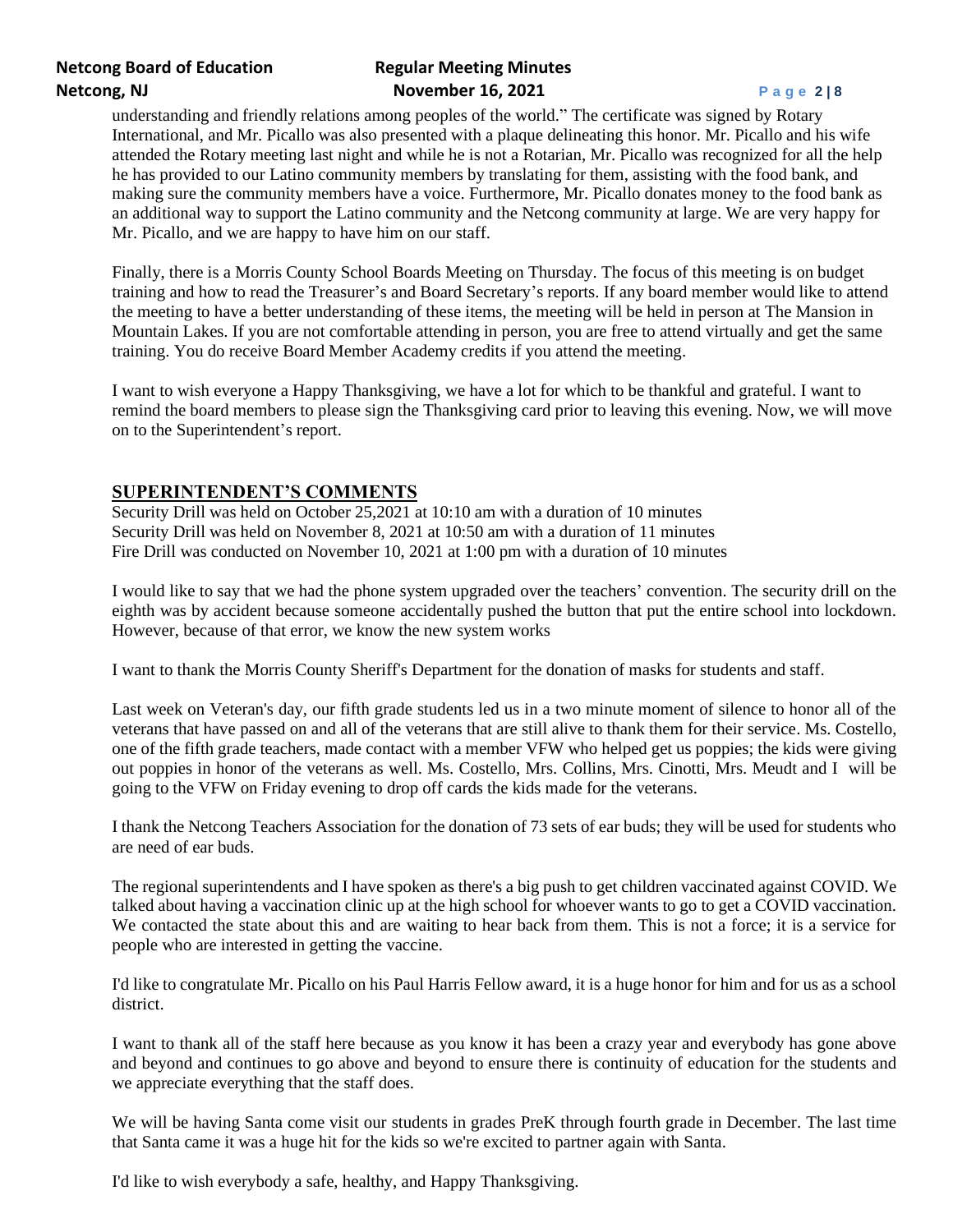understanding and friendly relations among peoples of the world." The certificate was signed by Rotary International, and Mr. Picallo was also presented with a plaque delineating this honor. Mr. Picallo and his wife attended the Rotary meeting last night and while he is not a Rotarian, Mr. Picallo was recognized for all the help he has provided to our Latino community members by translating for them, assisting with the food bank, and making sure the community members have a voice. Furthermore, Mr. Picallo donates money to the food bank as an additional way to support the Latino community and the Netcong community at large. We are very happy for Mr. Picallo, and we are happy to have him on our staff.

Finally, there is a Morris County School Boards Meeting on Thursday. The focus of this meeting is on budget training and how to read the Treasurer's and Board Secretary's reports. If any board member would like to attend the meeting to have a better understanding of these items, the meeting will be held in person at The Mansion in Mountain Lakes. If you are not comfortable attending in person, you are free to attend virtually and get the same training. You do receive Board Member Academy credits if you attend the meeting.

I want to wish everyone a Happy Thanksgiving, we have a lot for which to be thankful and grateful. I want to remind the board members to please sign the Thanksgiving card prior to leaving this evening. Now, we will move on to the Superintendent's report.

## SUPERINTENDENT'S COMMENTS

Security Drill was held on October 25,2021 at 10:10 am with a duration of 10 minutes
Security Drill was held on November 8, 2021 at 10:50 am with a duration of 11 minutes
Fire Drill was conducted on November 10, 2021 at 1:00 pm with a duration of 10 minutes

I would like to say that we had the phone system upgraded over the teachers' convention. The security drill on the eighth was by accident because someone accidentally pushed the button that put the entire school into lockdown. However, because of that error, we know the new system works

I want to thank the Morris County Sheriff's Department for the donation of masks for students and staff.

Last week on Veteran's day, our fifth grade students led us in a two minute moment of silence to honor all of the veterans that have passed on and all of the veterans that are still alive to thank them for their service. Ms. Costello, one of the fifth grade teachers, made contact with a member VFW who helped get us poppies; the kids were giving out poppies in honor of the veterans as well. Ms. Costello, Mrs. Collins, Mrs. Cinotti, Mrs. Meudt and I will be going to the VFW on Friday evening to drop off cards the kids made for the veterans.

I thank the Netcong Teachers Association for the donation of 73 sets of ear buds; they will be used for students who are need of ear buds.

The regional superintendents and I have spoken as there's a big push to get children vaccinated against COVID. We talked about having a vaccination clinic up at the high school for whoever wants to go to get a COVID vaccination. We contacted the state about this and are waiting to hear back from them. This is not a force; it is a service for people who are interested in getting the vaccine.

I'd like to congratulate Mr. Picallo on his Paul Harris Fellow award, it is a huge honor for him and for us as a school district.

I want to thank all of the staff here because as you know it has been a crazy year and everybody has gone above and beyond and continues to go above and beyond to ensure there is continuity of education for the students and we appreciate everything that the staff does.

We will be having Santa come visit our students in grades PreK through fourth grade in December. The last time that Santa came it was a huge hit for the kids so we're excited to partner again with Santa.

I'd like to wish everybody a safe, healthy, and Happy Thanksgiving.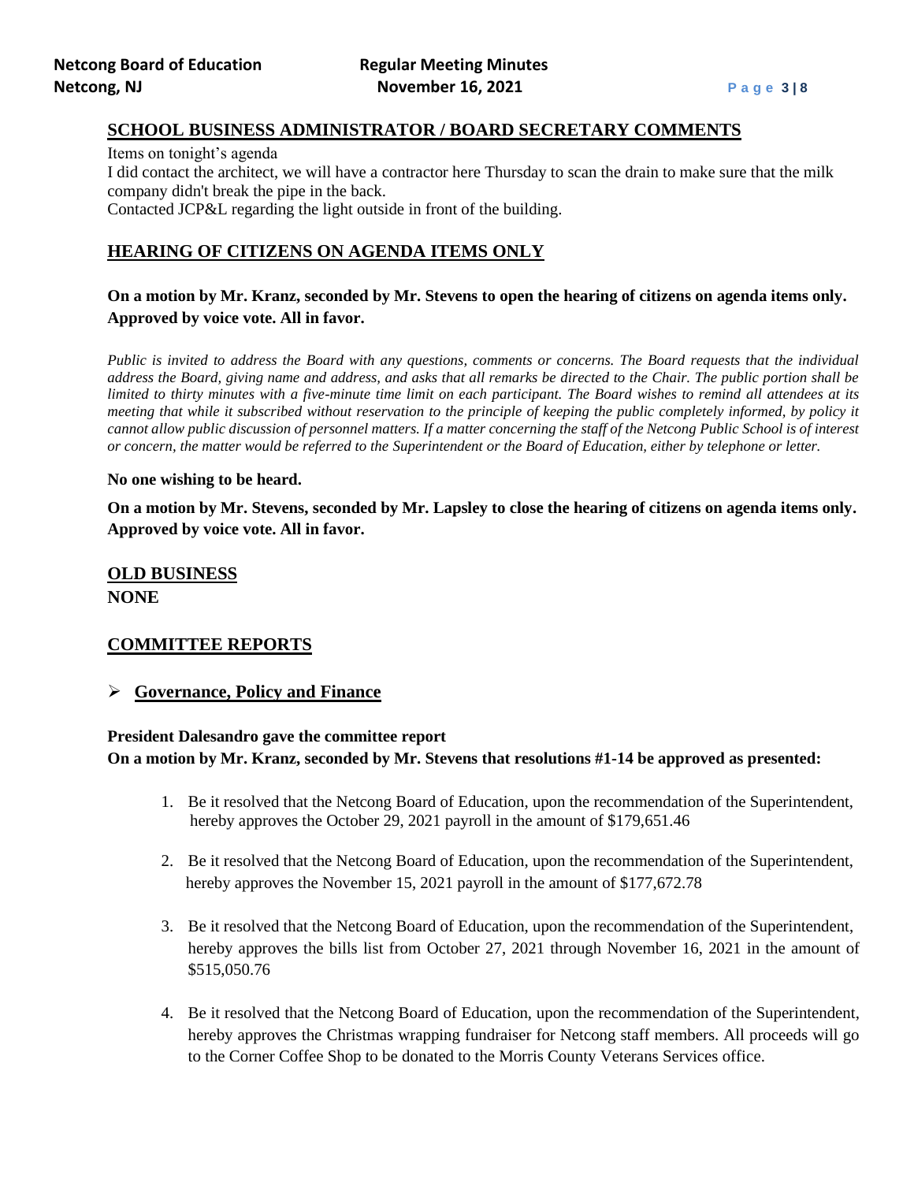## SCHOOL BUSINESS ADMINISTRATOR / BOARD SECRETARY COMMENTS

Items on tonight's agenda

I did contact the architect, we will have a contractor here Thursday to scan the drain to make sure that the milk company didn't break the pipe in the back.

Contacted JCP&L regarding the light outside in front of the building.

## HEARING OF CITIZENS ON AGENDA ITEMS ONLY

**On a motion by Mr. Kranz, seconded by Mr. Stevens to open the hearing of citizens on agenda items only. Approved by voice vote. All in favor.**

*Public is invited to address the Board with any questions, comments or concerns. The Board requests that the individual address the Board, giving name and address, and asks that all remarks be directed to the Chair. The public portion shall be limited to thirty minutes with a five-minute time limit on each participant. The Board wishes to remind all attendees at its meeting that while it subscribed without reservation to the principle of keeping the public completely informed, by policy it cannot allow public discussion of personnel matters. If a matter concerning the staff of the Netcong Public School is of interest or concern, the matter would be referred to the Superintendent or the Board of Education, either by telephone or letter.*

**No one wishing to be heard.**

**On a motion by Mr. Stevens, seconded by Mr. Lapsley to close the hearing of citizens on agenda items only. Approved by voice vote. All in favor.**

## OLD BUSINESS

**NONE**

## COMMITTEE REPORTS

- **Governance, Policy and Finance**

**President Dalesandro gave the committee report**

**On a motion by Mr. Kranz, seconded by Mr. Stevens that resolutions #1-14 be approved as presented:**

1. Be it resolved that the Netcong Board of Education, upon the recommendation of the Superintendent, hereby approves the October 29, 2021 payroll in the amount of $179,651.46

2. Be it resolved that the Netcong Board of Education, upon the recommendation of the Superintendent, hereby approves the November 15, 2021 payroll in the amount of $177,672.78

3. Be it resolved that the Netcong Board of Education, upon the recommendation of the Superintendent, hereby approves the bills list from October 27, 2021 through November 16, 2021 in the amount of $515,050.76

4. Be it resolved that the Netcong Board of Education, upon the recommendation of the Superintendent, hereby approves the Christmas wrapping fundraiser for Netcong staff members. All proceeds will go to the Corner Coffee Shop to be donated to the Morris County Veterans Services office.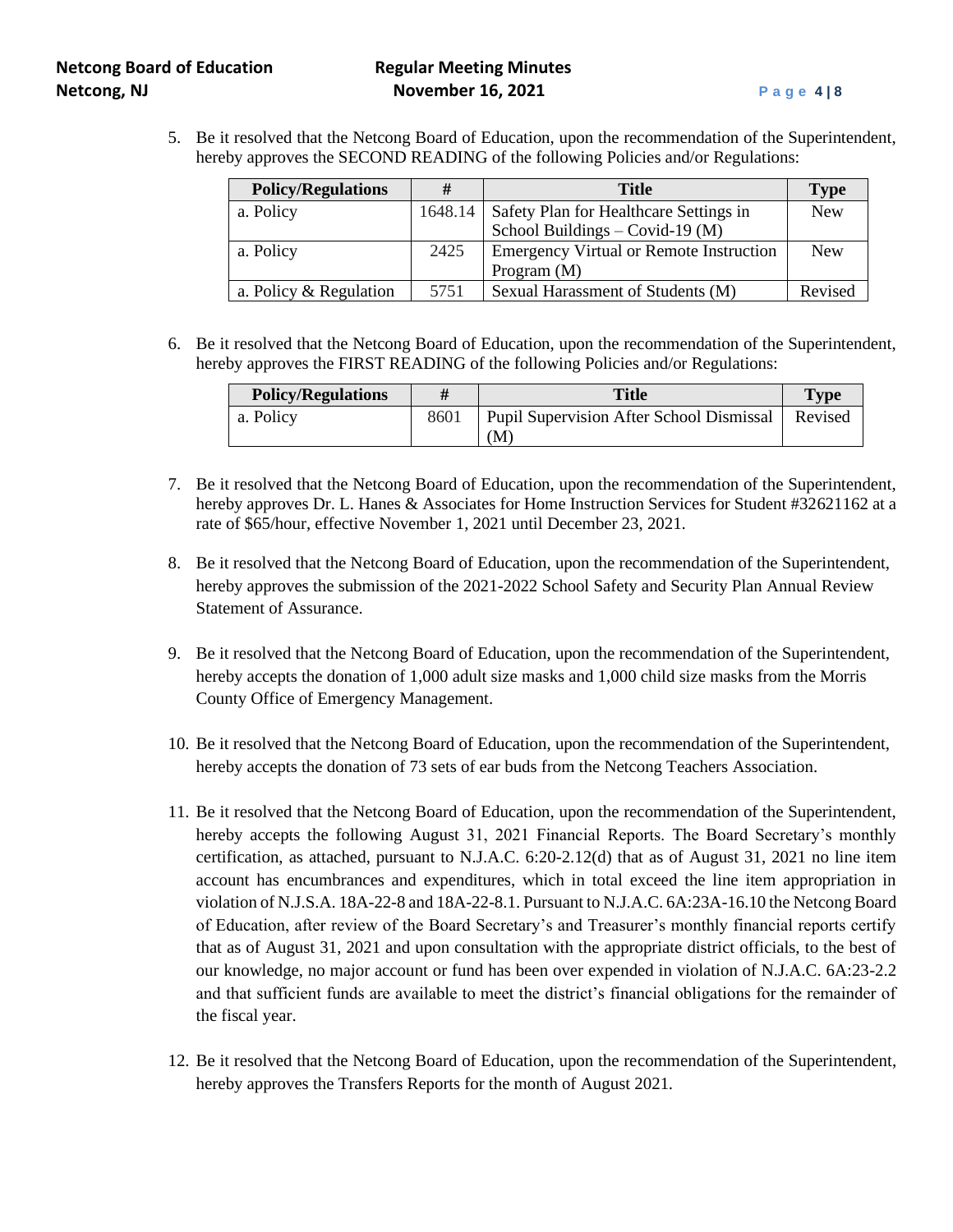5. Be it resolved that the Netcong Board of Education, upon the recommendation of the Superintendent, hereby approves the SECOND READING of the following Policies and/or Regulations:

| Policy/Regulations | # | Title | Type |
|---|---|---|---|
| a. Policy | 1648.14 | Safety Plan for Healthcare Settings in School Buildings – Covid-19 (M) | New |
| a. Policy | 2425 | Emergency Virtual or Remote Instruction Program (M) | New |
| a. Policy & Regulation | 5751 | Sexual Harassment of Students (M) | Revised |

6. Be it resolved that the Netcong Board of Education, upon the recommendation of the Superintendent, hereby approves the FIRST READING of the following Policies and/or Regulations:

| Policy/Regulations | # | Title | Type |
|---|---|---|---|
| a. Policy | 8601 | Pupil Supervision After School Dismissal (M) | Revised |

7. Be it resolved that the Netcong Board of Education, upon the recommendation of the Superintendent, hereby approves Dr. L. Hanes & Associates for Home Instruction Services for Student #32621162 at a rate of $65/hour, effective November 1, 2021 until December 23, 2021.

8. Be it resolved that the Netcong Board of Education, upon the recommendation of the Superintendent, hereby approves the submission of the 2021-2022 School Safety and Security Plan Annual Review Statement of Assurance.

9. Be it resolved that the Netcong Board of Education, upon the recommendation of the Superintendent, hereby accepts the donation of 1,000 adult size masks and 1,000 child size masks from the Morris County Office of Emergency Management.

10. Be it resolved that the Netcong Board of Education, upon the recommendation of the Superintendent, hereby accepts the donation of 73 sets of ear buds from the Netcong Teachers Association.

11. Be it resolved that the Netcong Board of Education, upon the recommendation of the Superintendent, hereby accepts the following August 31, 2021 Financial Reports. The Board Secretary's monthly certification, as attached, pursuant to N.J.A.C. 6:20-2.12(d) that as of August 31, 2021 no line item account has encumbrances and expenditures, which in total exceed the line item appropriation in violation of N.J.S.A. 18A-22-8 and 18A-22-8.1. Pursuant to N.J.A.C. 6A:23A-16.10 the Netcong Board of Education, after review of the Board Secretary's and Treasurer's monthly financial reports certify that as of August 31, 2021 and upon consultation with the appropriate district officials, to the best of our knowledge, no major account or fund has been over expended in violation of N.J.A.C. 6A:23-2.2 and that sufficient funds are available to meet the district's financial obligations for the remainder of the fiscal year.

12. Be it resolved that the Netcong Board of Education, upon the recommendation of the Superintendent, hereby approves the Transfers Reports for the month of August 2021.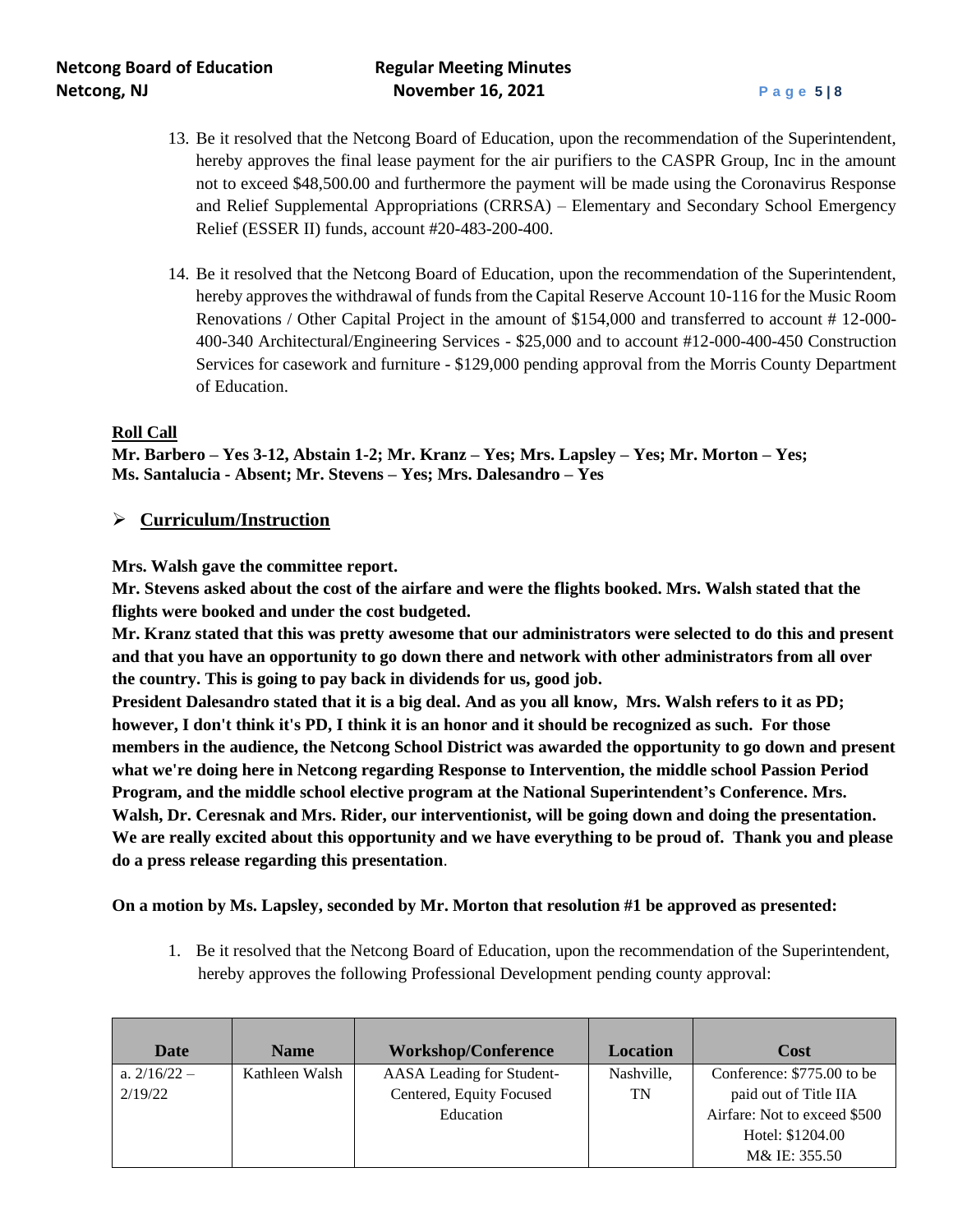13. Be it resolved that the Netcong Board of Education, upon the recommendation of the Superintendent, hereby approves the final lease payment for the air purifiers to the CASPR Group, Inc in the amount not to exceed $48,500.00 and furthermore the payment will be made using the Coronavirus Response and Relief Supplemental Appropriations (CRRSA) – Elementary and Secondary School Emergency Relief (ESSER II) funds, account #20-483-200-400.

14. Be it resolved that the Netcong Board of Education, upon the recommendation of the Superintendent, hereby approves the withdrawal of funds from the Capital Reserve Account 10-116 for the Music Room Renovations / Other Capital Project in the amount of $154,000 and transferred to account # 12-000-400-340 Architectural/Engineering Services - $25,000 and to account #12-000-400-450 Construction Services for casework and furniture - $129,000 pending approval from the Morris County Department of Education.

**Roll Call**

**Mr. Barbero – Yes 3-12, Abstain 1-2; Mr. Kranz – Yes; Mrs. Lapsley – Yes; Mr. Morton – Yes; Ms. Santalucia - Absent; Mr. Stevens – Yes; Mrs. Dalesandro – Yes**

- **Curriculum/Instruction**

**Mrs. Walsh gave the committee report.**

**Mr. Stevens asked about the cost of the airfare and were the flights booked. Mrs. Walsh stated that the flights were booked and under the cost budgeted.**

**Mr. Kranz stated that this was pretty awesome that our administrators were selected to do this and present and that you have an opportunity to go down there and network with other administrators from all over the country. This is going to pay back in dividends for us, good job.**

**President Dalesandro stated that it is a big deal. And as you all know, Mrs. Walsh refers to it as PD; however, I don't think it's PD, I think it is an honor and it should be recognized as such. For those members in the audience, the Netcong School District was awarded the opportunity to go down and present what we're doing here in Netcong regarding Response to Intervention, the middle school Passion Period Program, and the middle school elective program at the National Superintendent's Conference. Mrs. Walsh, Dr. Ceresnak and Mrs. Rider, our interventionist, will be going down and doing the presentation. We are really excited about this opportunity and we have everything to be proud of. Thank you and please do a press release regarding this presentation**.

**On a motion by Ms. Lapsley, seconded by Mr. Morton that resolution #1 be approved as presented:**

1. Be it resolved that the Netcong Board of Education, upon the recommendation of the Superintendent, hereby approves the following Professional Development pending county approval:

| Date | Name | Workshop/Conference | Location | Cost |
|---|---|---|---|---|
| a. 2/16/22 – 2/19/22 | Kathleen Walsh | AASA Leading for Student-Centered, Equity Focused Education | Nashville, TN | Conference: $775.00 to be paid out of Title IIA<br>Airfare: Not to exceed $500<br>Hotel: $1204.00<br>M& IE: 355.50 |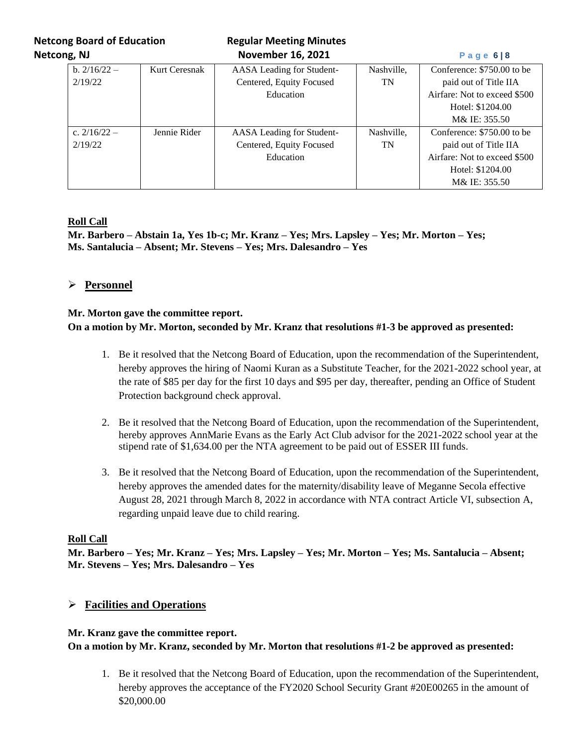| b. 2/16/22 – 2/19/22 | Kurt Ceresnak | AASA Leading for Student-Centered, Equity Focused Education | Nashville, TN | Conference: $750.00 to be paid out of Title IIA<br>Airfare: Not to exceed $500<br>Hotel: $1204.00<br>M& IE: 355.50 |
|---|---|---|---|---|
| c. 2/16/22 – 2/19/22 | Jennie Rider | AASA Leading for Student-Centered, Equity Focused Education | Nashville, TN | Conference: $750.00 to be paid out of Title IIA<br>Airfare: Not to exceed $500<br>Hotel: $1204.00<br>M& IE: 355.50 |

**Roll Call**

**Mr. Barbero – Abstain 1a, Yes 1b-c; Mr. Kranz – Yes; Mrs. Lapsley – Yes; Mr. Morton – Yes; Ms. Santalucia – Absent; Mr. Stevens – Yes; Mrs. Dalesandro – Yes**

## Personnel

**Mr. Morton gave the committee report.**
**On a motion by Mr. Morton, seconded by Mr. Kranz that resolutions #1-3 be approved as presented:**

1. Be it resolved that the Netcong Board of Education, upon the recommendation of the Superintendent, hereby approves the hiring of Naomi Kuran as a Substitute Teacher, for the 2021-2022 school year, at the rate of $85 per day for the first 10 days and $95 per day, thereafter, pending an Office of Student Protection background check approval.

2. Be it resolved that the Netcong Board of Education, upon the recommendation of the Superintendent, hereby approves AnnMarie Evans as the Early Act Club advisor for the 2021-2022 school year at the stipend rate of $1,634.00 per the NTA agreement to be paid out of ESSER III funds.

3. Be it resolved that the Netcong Board of Education, upon the recommendation of the Superintendent, hereby approves the amended dates for the maternity/disability leave of Meganne Secola effective August 28, 2021 through March 8, 2022 in accordance with NTA contract Article VI, subsection A, regarding unpaid leave due to child rearing.

**Roll Call**

**Mr. Barbero – Yes; Mr. Kranz – Yes; Mrs. Lapsley – Yes; Mr. Morton – Yes; Ms. Santalucia – Absent; Mr. Stevens – Yes; Mrs. Dalesandro – Yes**

## Facilities and Operations

**Mr. Kranz gave the committee report.**
**On a motion by Mr. Kranz, seconded by Mr. Morton that resolutions #1-2 be approved as presented:**

1. Be it resolved that the Netcong Board of Education, upon the recommendation of the Superintendent, hereby approves the acceptance of the FY2020 School Security Grant #20E00265 in the amount of $20,000.00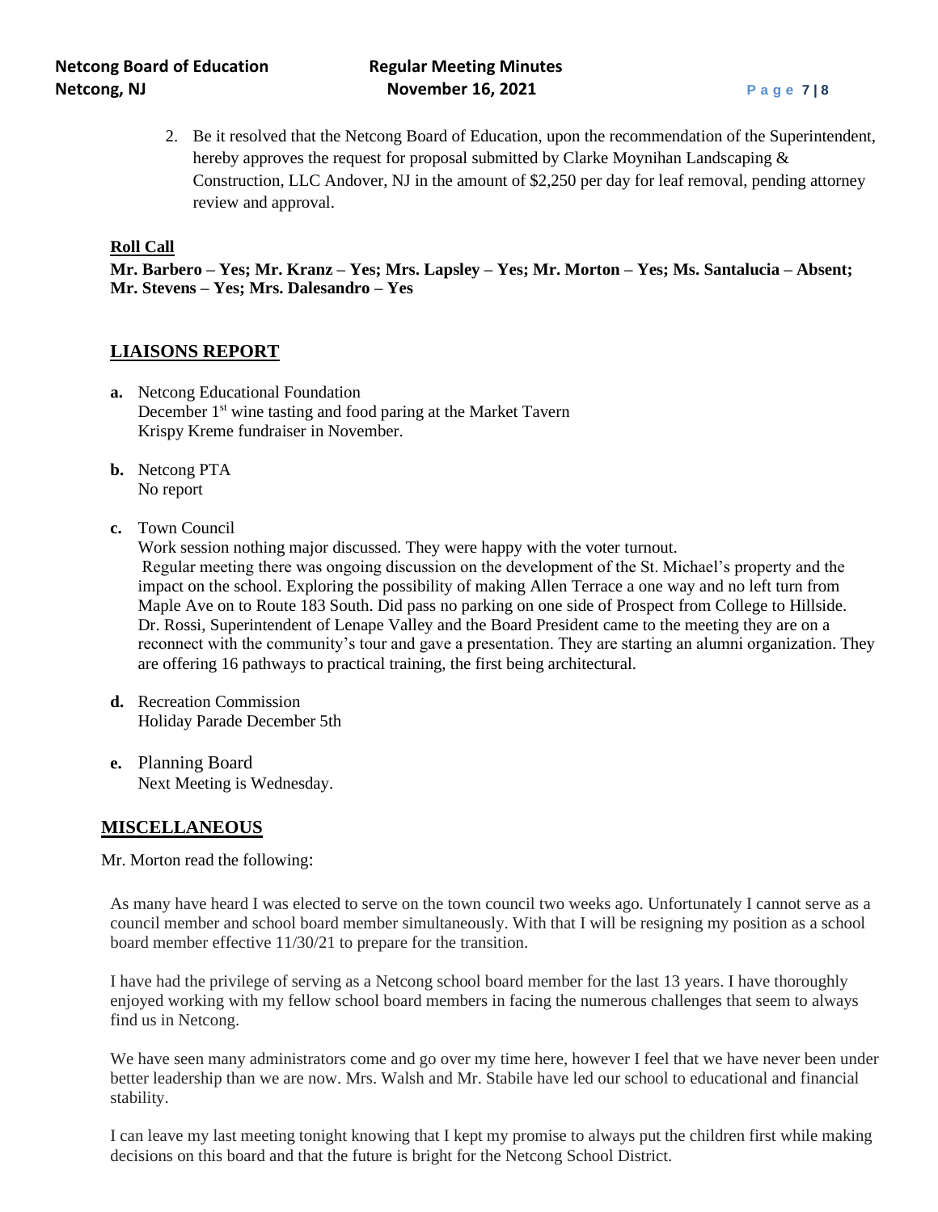2. Be it resolved that the Netcong Board of Education, upon the recommendation of the Superintendent, hereby approves the request for proposal submitted by Clarke Moynihan Landscaping & Construction, LLC Andover, NJ in the amount of $2,250 per day for leaf removal, pending attorney review and approval.

**Roll Call**

**Mr. Barbero – Yes; Mr. Kranz – Yes; Mrs. Lapsley – Yes; Mr. Morton – Yes; Ms. Santalucia – Absent; Mr. Stevens – Yes; Mrs. Dalesandro – Yes**

## LIAISONS REPORT

**a.** Netcong Educational Foundation
December 1st wine tasting and food paring at the Market Tavern
Krispy Kreme fundraiser in November.

**b.** Netcong PTA
No report

**c.** Town Council
Work session nothing major discussed. They were happy with the voter turnout.
Regular meeting there was ongoing discussion on the development of the St. Michael's property and the impact on the school. Exploring the possibility of making Allen Terrace a one way and no left turn from Maple Ave on to Route 183 South. Did pass no parking on one side of Prospect from College to Hillside. Dr. Rossi, Superintendent of Lenape Valley and the Board President came to the meeting they are on a reconnect with the community's tour and gave a presentation. They are starting an alumni organization. They are offering 16 pathways to practical training, the first being architectural.

**d.** Recreation Commission
Holiday Parade December 5th

**e.** Planning Board
Next Meeting is Wednesday.

## MISCELLANEOUS

Mr. Morton read the following:

As many have heard I was elected to serve on the town council two weeks ago. Unfortunately I cannot serve as a council member and school board member simultaneously. With that I will be resigning my position as a school board member effective 11/30/21 to prepare for the transition.

I have had the privilege of serving as a Netcong school board member for the last 13 years. I have thoroughly enjoyed working with my fellow school board members in facing the numerous challenges that seem to always find us in Netcong.

We have seen many administrators come and go over my time here, however I feel that we have never been under better leadership than we are now. Mrs. Walsh and Mr. Stabile have led our school to educational and financial stability.

I can leave my last meeting tonight knowing that I kept my promise to always put the children first while making decisions on this board and that the future is bright for the Netcong School District.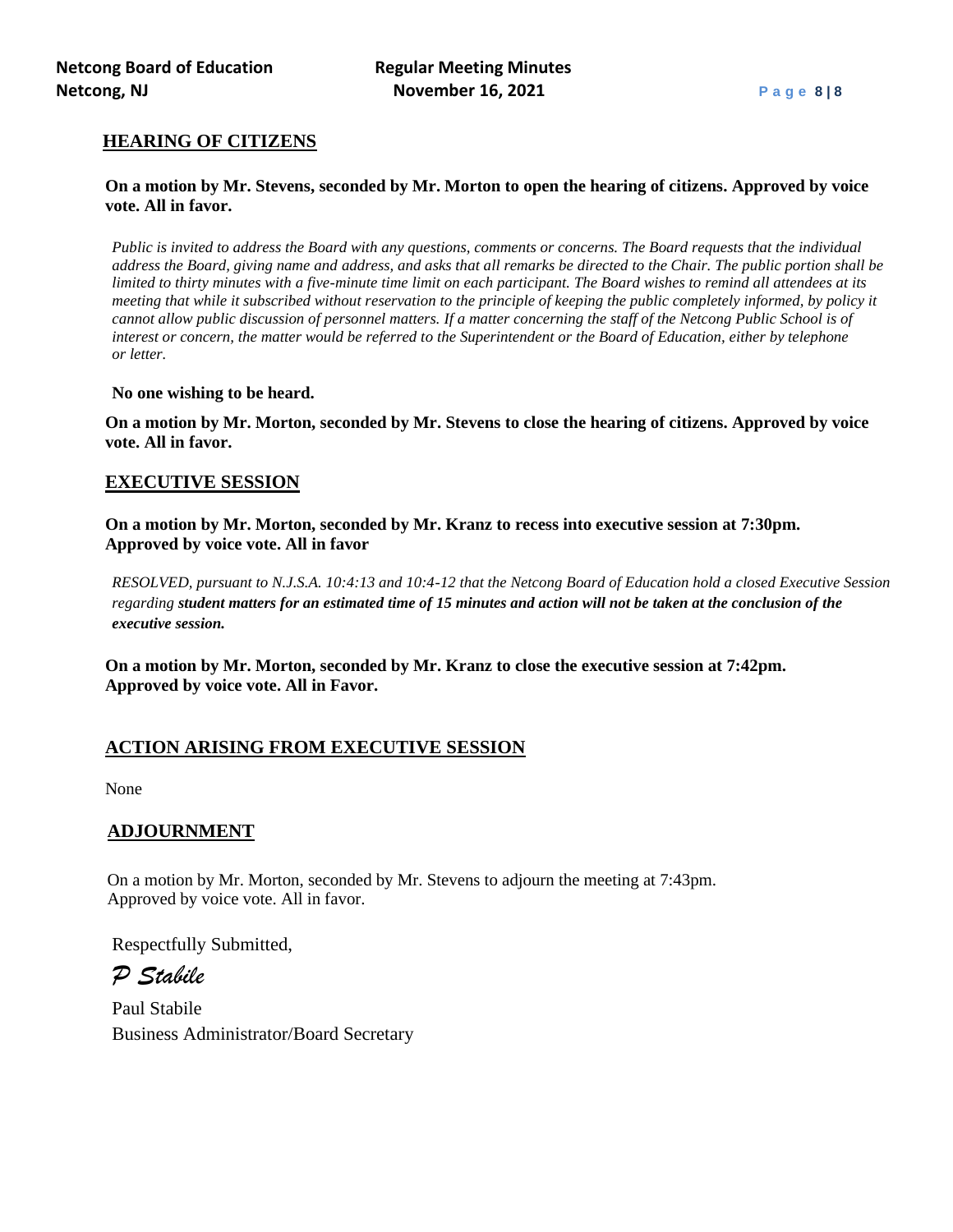## HEARING OF CITIZENS

**On a motion by Mr. Stevens, seconded by Mr. Morton to open the hearing of citizens. Approved by voice vote. All in favor.**

*Public is invited to address the Board with any questions, comments or concerns. The Board requests that the individual address the Board, giving name and address, and asks that all remarks be directed to the Chair. The public portion shall be limited to thirty minutes with a five-minute time limit on each participant. The Board wishes to remind all attendees at its meeting that while it subscribed without reservation to the principle of keeping the public completely informed, by policy it cannot allow public discussion of personnel matters. If a matter concerning the staff of the Netcong Public School is of interest or concern, the matter would be referred to the Superintendent or the Board of Education, either by telephone or letter.*

**No one wishing to be heard.**

**On a motion by Mr. Morton, seconded by Mr. Stevens to close the hearing of citizens. Approved by voice vote. All in favor.**

## EXECUTIVE SESSION

**On a motion by Mr. Morton, seconded by Mr. Kranz to recess into executive session at 7:30pm. Approved by voice vote. All in favor**

*RESOLVED, pursuant to N.J.S.A. 10:4:13 and 10:4-12 that the Netcong Board of Education hold a closed Executive Session regarding **student matters for an estimated time of 15 minutes and action will not be taken at the conclusion of the executive session.***

**On a motion by Mr. Morton, seconded by Mr. Kranz to close the executive session at 7:42pm. Approved by voice vote. All in Favor.**

## ACTION ARISING FROM EXECUTIVE SESSION

None

## ADJOURNMENT

On a motion by Mr. Morton, seconded by Mr. Stevens to adjourn the meeting at 7:43pm. Approved by voice vote. All in favor.

Respectfully Submitted,

*P Stabile*

Paul Stabile
Business Administrator/Board Secretary